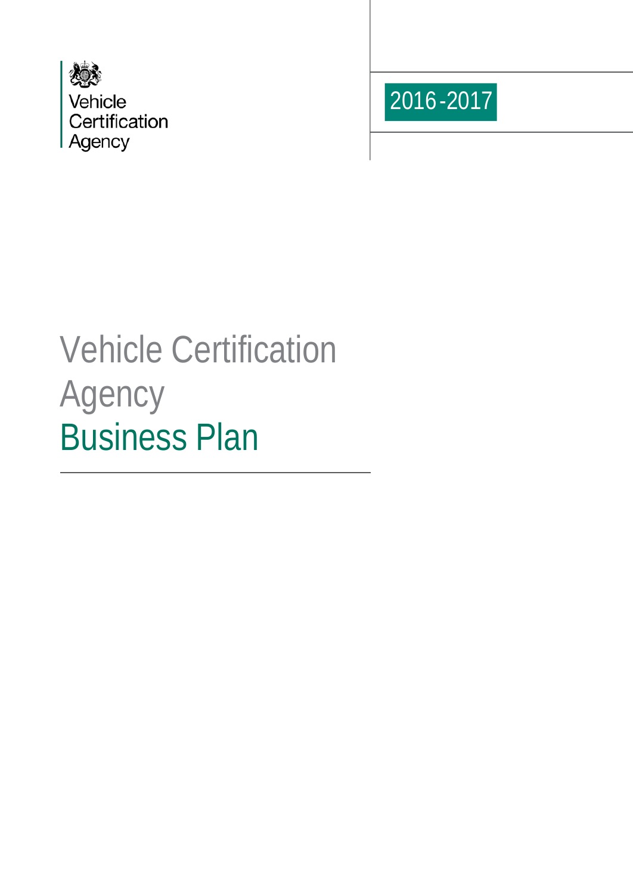Vehicle
Certification
Agency

2016-2017

# Vehicle Certification Agency
# Business Plan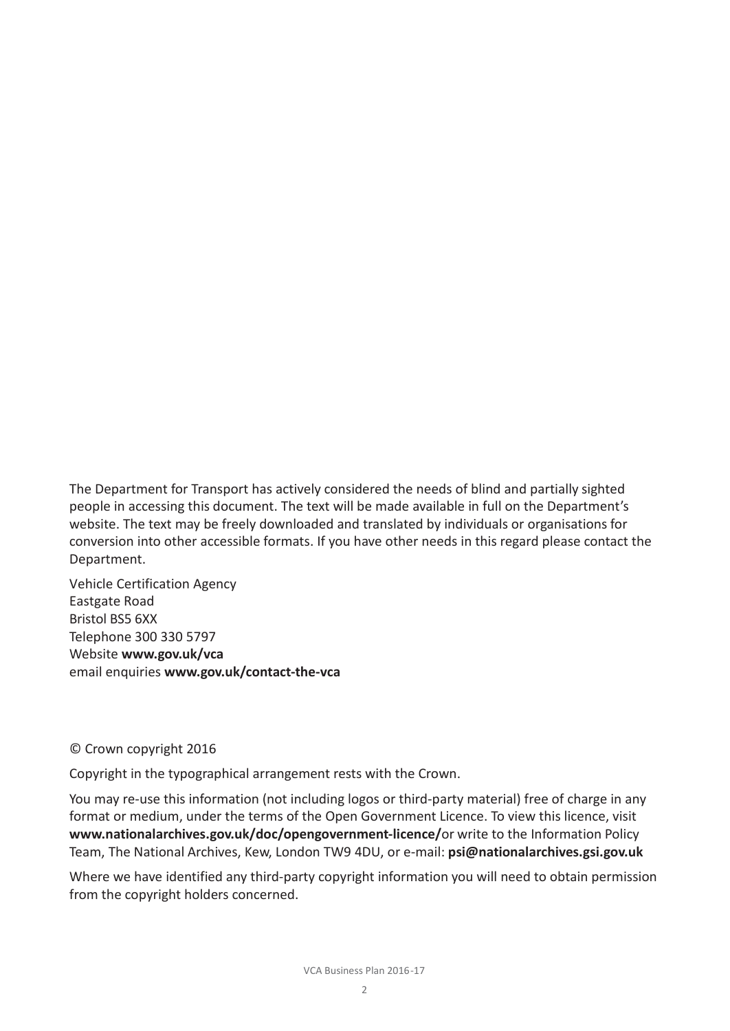The Department for Transport has actively considered the needs of blind and partially sighted people in accessing this document. The text will be made available in full on the Department's website. The text may be freely downloaded and translated by individuals or organisations for conversion into other accessible formats. If you have other needs in this regard please contact the Department.

Vehicle Certification Agency  
Eastgate Road  
Bristol BS5 6XX  
Telephone 300 330 5797  
Website **www.gov.uk/vca**  
email enquiries **www.gov.uk/contact-the-vca**

© Crown copyright 2016

Copyright in the typographical arrangement rests with the Crown.

You may re-use this information (not including logos or third-party material) free of charge in any format or medium, under the terms of the Open Government Licence. To view this licence, visit **www.nationalarchives.gov.uk/doc/opengovernment-licence/**or write to the Information Policy Team, The National Archives, Kew, London TW9 4DU, or e-mail: **psi@nationalarchives.gsi.gov.uk**

Where we have identified any third-party copyright information you will need to obtain permission from the copyright holders concerned.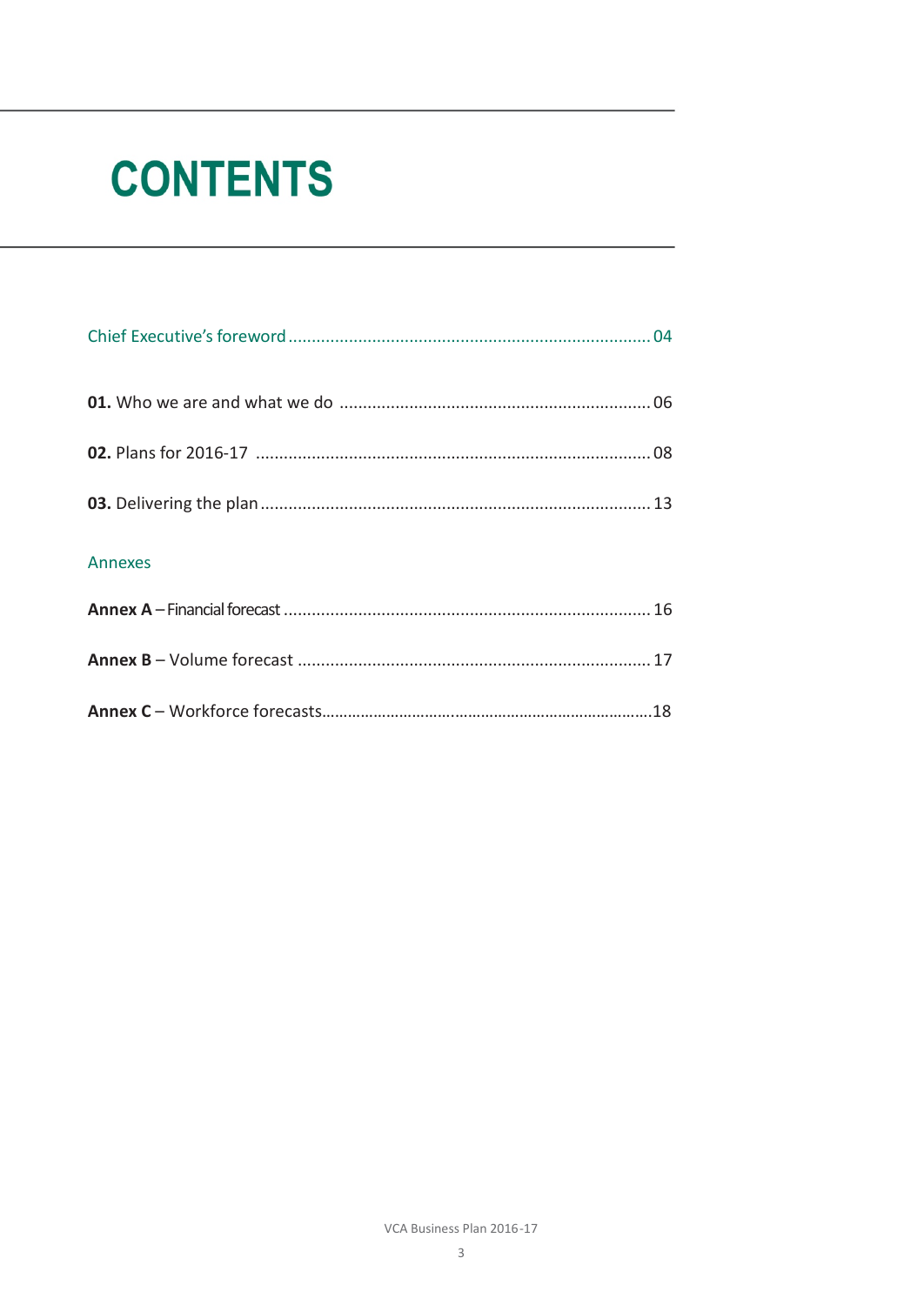# CONTENTS

Chief Executive's foreword ............................................................................ 04

**01.** Who we are and what we do .................................................................. 06

**02.** Plans for 2016-17 .................................................................................... 08

**03.** Delivering the plan .................................................................................. 13

Annexes

**Annex A** – Financial forecast ............................................................................ 16

**Annex B** – Volume forecast ............................................................................ 17

**Annex C** – Workforce forecasts.......................................................................18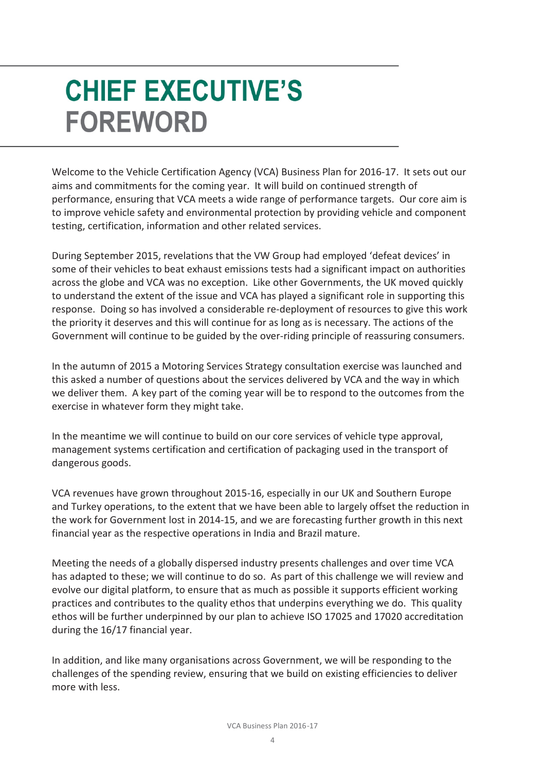# CHIEF EXECUTIVE'S FOREWORD

Welcome to the Vehicle Certification Agency (VCA) Business Plan for 2016-17. It sets out our aims and commitments for the coming year. It will build on continued strength of performance, ensuring that VCA meets a wide range of performance targets. Our core aim is to improve vehicle safety and environmental protection by providing vehicle and component testing, certification, information and other related services.

During September 2015, revelations that the VW Group had employed 'defeat devices' in some of their vehicles to beat exhaust emissions tests had a significant impact on authorities across the globe and VCA was no exception. Like other Governments, the UK moved quickly to understand the extent of the issue and VCA has played a significant role in supporting this response. Doing so has involved a considerable re-deployment of resources to give this work the priority it deserves and this will continue for as long as is necessary. The actions of the Government will continue to be guided by the over-riding principle of reassuring consumers.

In the autumn of 2015 a Motoring Services Strategy consultation exercise was launched and this asked a number of questions about the services delivered by VCA and the way in which we deliver them. A key part of the coming year will be to respond to the outcomes from the exercise in whatever form they might take.

In the meantime we will continue to build on our core services of vehicle type approval, management systems certification and certification of packaging used in the transport of dangerous goods.

VCA revenues have grown throughout 2015-16, especially in our UK and Southern Europe and Turkey operations, to the extent that we have been able to largely offset the reduction in the work for Government lost in 2014-15, and we are forecasting further growth in this next financial year as the respective operations in India and Brazil mature.

Meeting the needs of a globally dispersed industry presents challenges and over time VCA has adapted to these; we will continue to do so. As part of this challenge we will review and evolve our digital platform, to ensure that as much as possible it supports efficient working practices and contributes to the quality ethos that underpins everything we do. This quality ethos will be further underpinned by our plan to achieve ISO 17025 and 17020 accreditation during the 16/17 financial year.

In addition, and like many organisations across Government, we will be responding to the challenges of the spending review, ensuring that we build on existing efficiencies to deliver more with less.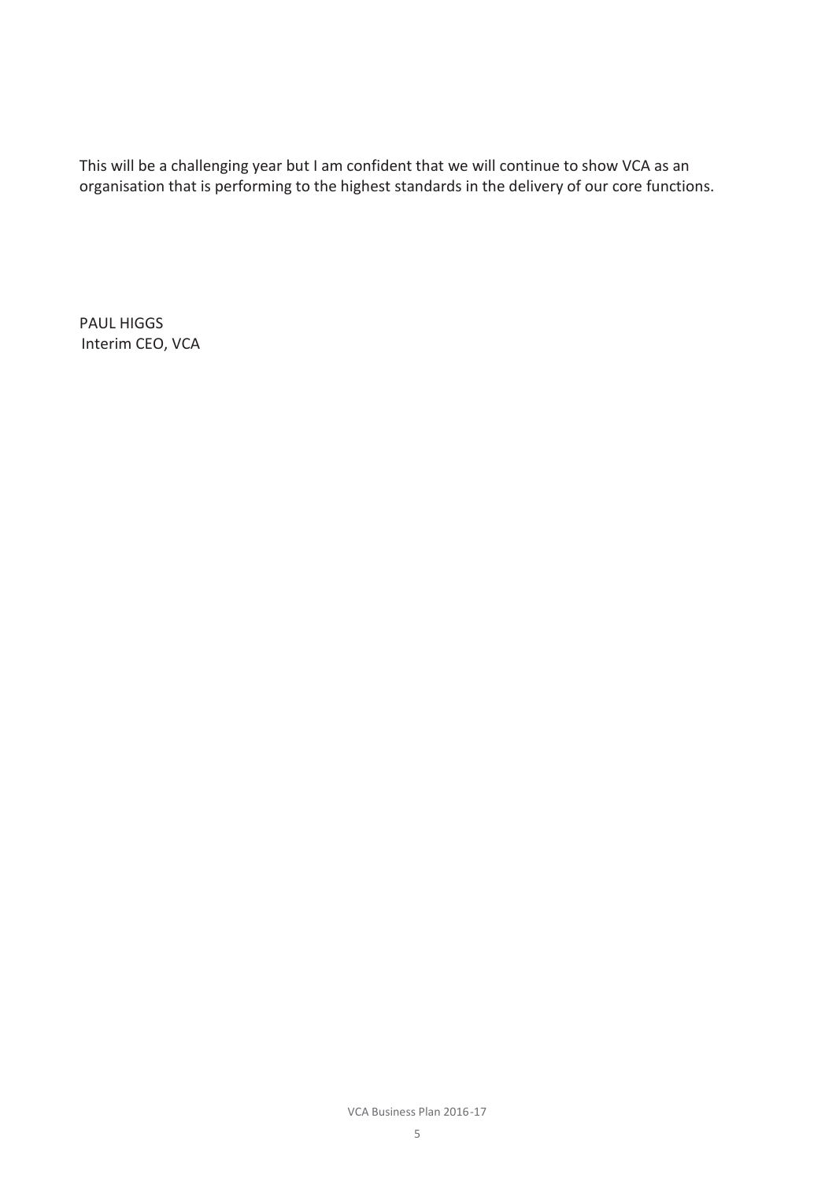This will be a challenging year but I am confident that we will continue to show VCA as an organisation that is performing to the highest standards in the delivery of our core functions.

PAUL HIGGS
Interim CEO, VCA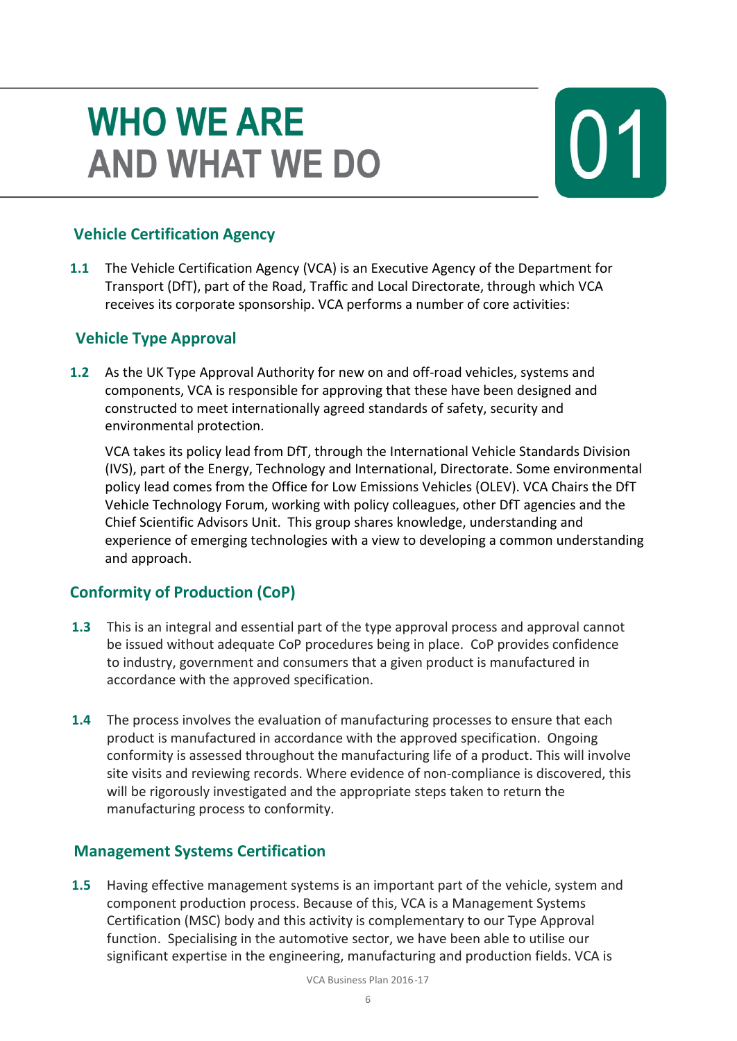# WHO WE ARE AND WHAT WE DO

# 01

## Vehicle Certification Agency

**1.1** The Vehicle Certification Agency (VCA) is an Executive Agency of the Department for Transport (DfT), part of the Road, Traffic and Local Directorate, through which VCA receives its corporate sponsorship. VCA performs a number of core activities:

## Vehicle Type Approval

**1.2** As the UK Type Approval Authority for new on and off-road vehicles, systems and components, VCA is responsible for approving that these have been designed and constructed to meet internationally agreed standards of safety, security and environmental protection.

VCA takes its policy lead from DfT, through the International Vehicle Standards Division (IVS), part of the Energy, Technology and International, Directorate. Some environmental policy lead comes from the Office for Low Emissions Vehicles (OLEV). VCA Chairs the DfT Vehicle Technology Forum, working with policy colleagues, other DfT agencies and the Chief Scientific Advisors Unit. This group shares knowledge, understanding and experience of emerging technologies with a view to developing a common understanding and approach.

## Conformity of Production (CoP)

**1.3** This is an integral and essential part of the type approval process and approval cannot be issued without adequate CoP procedures being in place. CoP provides confidence to industry, government and consumers that a given product is manufactured in accordance with the approved specification.

**1.4** The process involves the evaluation of manufacturing processes to ensure that each product is manufactured in accordance with the approved specification. Ongoing conformity is assessed throughout the manufacturing life of a product. This will involve site visits and reviewing records. Where evidence of non-compliance is discovered, this will be rigorously investigated and the appropriate steps taken to return the manufacturing process to conformity.

## Management Systems Certification

**1.5** Having effective management systems is an important part of the vehicle, system and component production process. Because of this, VCA is a Management Systems Certification (MSC) body and this activity is complementary to our Type Approval function. Specialising in the automotive sector, we have been able to utilise our significant expertise in the engineering, manufacturing and production fields. VCA is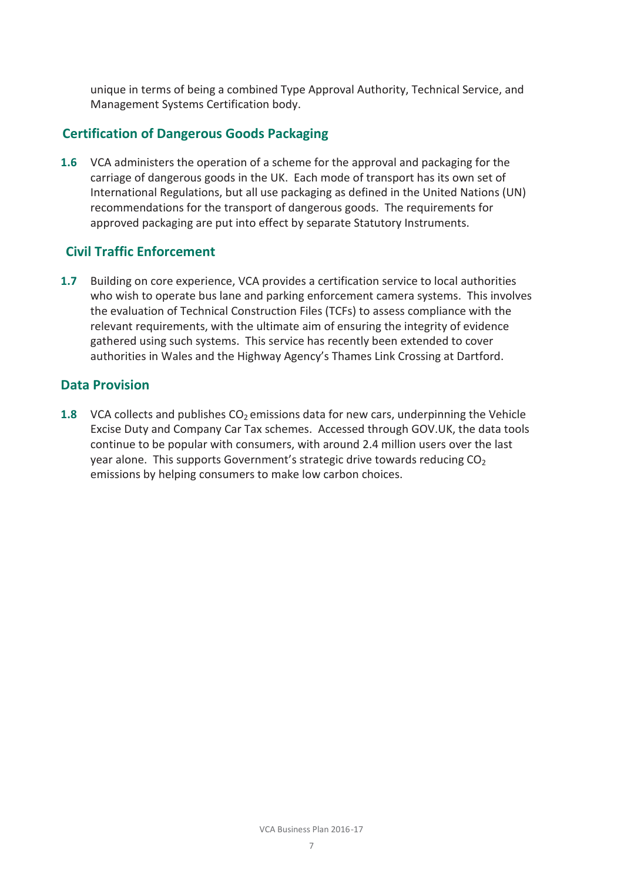unique in terms of being a combined Type Approval Authority, Technical Service, and Management Systems Certification body.

## Certification of Dangerous Goods Packaging

**1.6** VCA administers the operation of a scheme for the approval and packaging for the carriage of dangerous goods in the UK. Each mode of transport has its own set of International Regulations, but all use packaging as defined in the United Nations (UN) recommendations for the transport of dangerous goods. The requirements for approved packaging are put into effect by separate Statutory Instruments.

## Civil Traffic Enforcement

**1.7** Building on core experience, VCA provides a certification service to local authorities who wish to operate bus lane and parking enforcement camera systems. This involves the evaluation of Technical Construction Files (TCFs) to assess compliance with the relevant requirements, with the ultimate aim of ensuring the integrity of evidence gathered using such systems. This service has recently been extended to cover authorities in Wales and the Highway Agency's Thames Link Crossing at Dartford.

## Data Provision

**1.8** VCA collects and publishes $CO_2$ emissions data for new cars, underpinning the Vehicle Excise Duty and Company Car Tax schemes. Accessed through GOV.UK, the data tools continue to be popular with consumers, with around 2.4 million users over the last year alone. This supports Government's strategic drive towards reducing $CO_2$ emissions by helping consumers to make low carbon choices.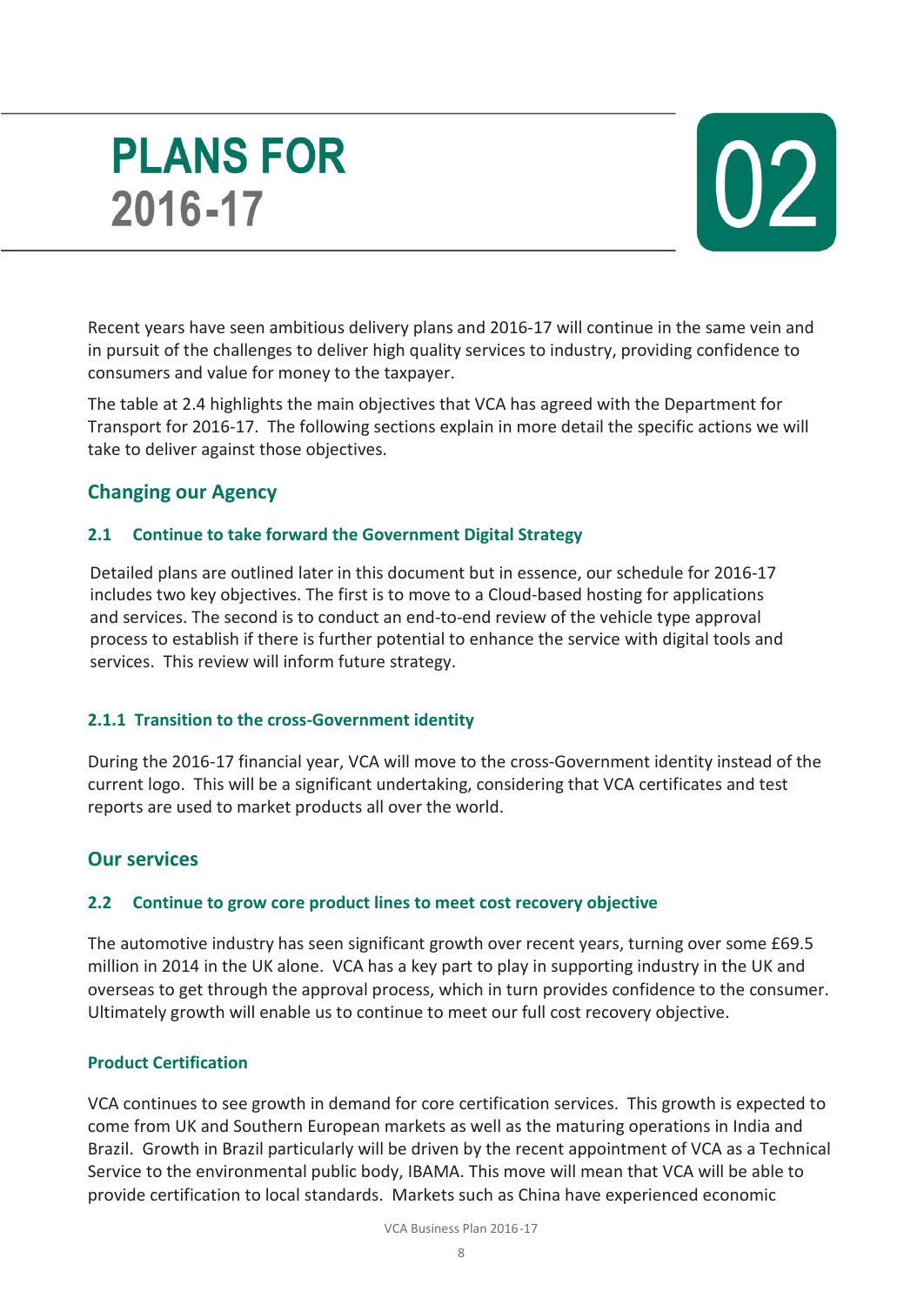# PLANS FOR 2016-17

# 02

Recent years have seen ambitious delivery plans and 2016-17 will continue in the same vein and in pursuit of the challenges to deliver high quality services to industry, providing confidence to consumers and value for money to the taxpayer.

The table at 2.4 highlights the main objectives that VCA has agreed with the Department for Transport for 2016-17. The following sections explain in more detail the specific actions we will take to deliver against those objectives.

## Changing our Agency

### 2.1 Continue to take forward the Government Digital Strategy

Detailed plans are outlined later in this document but in essence, our schedule for 2016-17 includes two key objectives. The first is to move to a Cloud-based hosting for applications and services. The second is to conduct an end-to-end review of the vehicle type approval process to establish if there is further potential to enhance the service with digital tools and services. This review will inform future strategy.

### 2.1.1 Transition to the cross-Government identity

During the 2016-17 financial year, VCA will move to the cross-Government identity instead of the current logo. This will be a significant undertaking, considering that VCA certificates and test reports are used to market products all over the world.

## Our services

### 2.2 Continue to grow core product lines to meet cost recovery objective

The automotive industry has seen significant growth over recent years, turning over some £69.5 million in 2014 in the UK alone. VCA has a key part to play in supporting industry in the UK and overseas to get through the approval process, which in turn provides confidence to the consumer. Ultimately growth will enable us to continue to meet our full cost recovery objective.

#### Product Certification

VCA continues to see growth in demand for core certification services. This growth is expected to come from UK and Southern European markets as well as the maturing operations in India and Brazil. Growth in Brazil particularly will be driven by the recent appointment of VCA as a Technical Service to the environmental public body, IBAMA. This move will mean that VCA will be able to provide certification to local standards. Markets such as China have experienced economic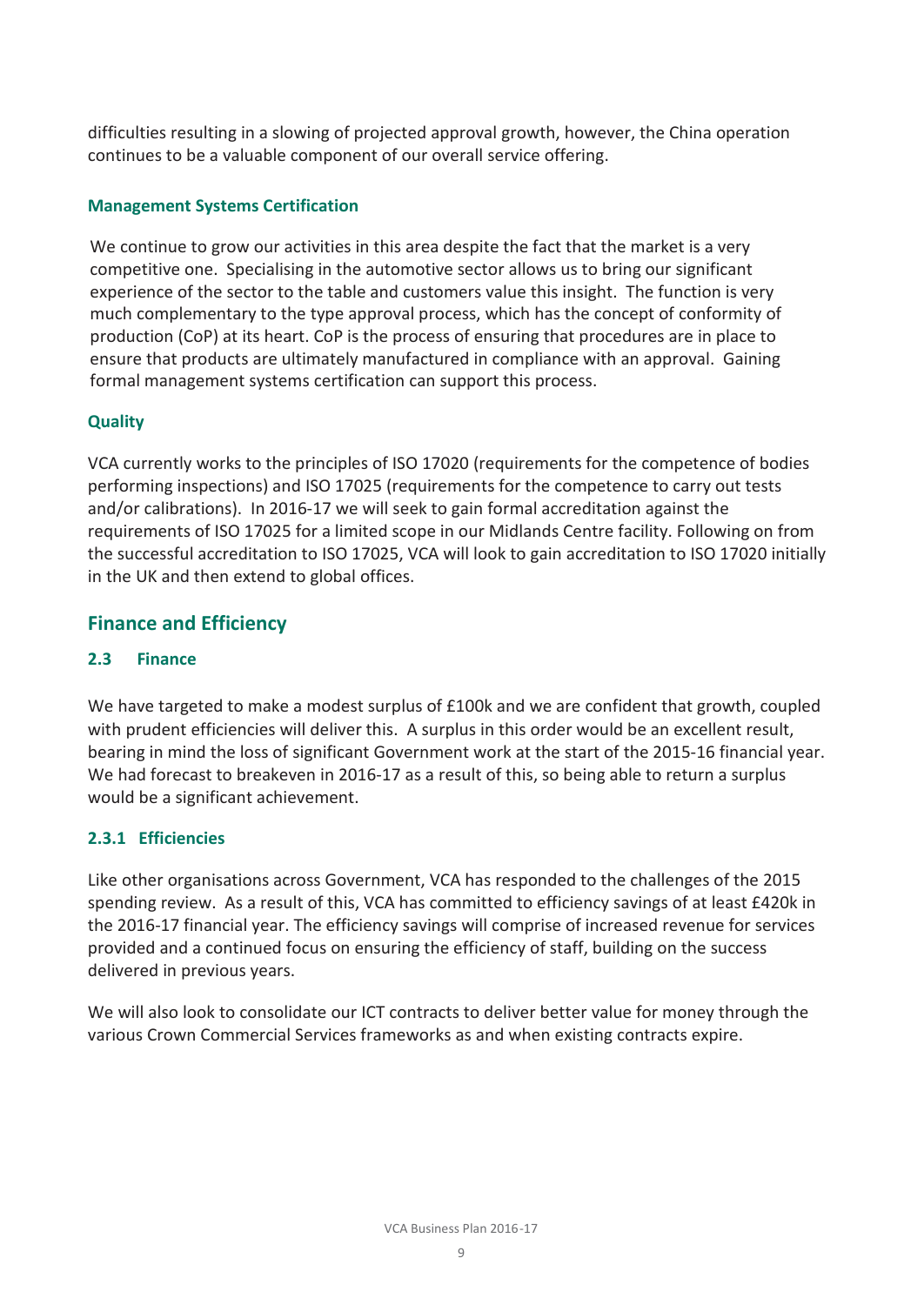difficulties resulting in a slowing of projected approval growth, however, the China operation continues to be a valuable component of our overall service offering.

#### Management Systems Certification

We continue to grow our activities in this area despite the fact that the market is a very competitive one. Specialising in the automotive sector allows us to bring our significant experience of the sector to the table and customers value this insight. The function is very much complementary to the type approval process, which has the concept of conformity of production (CoP) at its heart. CoP is the process of ensuring that procedures are in place to ensure that products are ultimately manufactured in compliance with an approval. Gaining formal management systems certification can support this process.

#### Quality

VCA currently works to the principles of ISO 17020 (requirements for the competence of bodies performing inspections) and ISO 17025 (requirements for the competence to carry out tests and/or calibrations). In 2016-17 we will seek to gain formal accreditation against the requirements of ISO 17025 for a limited scope in our Midlands Centre facility. Following on from the successful accreditation to ISO 17025, VCA will look to gain accreditation to ISO 17020 initially in the UK and then extend to global offices.

## Finance and Efficiency

### 2.3 Finance

We have targeted to make a modest surplus of £100k and we are confident that growth, coupled with prudent efficiencies will deliver this. A surplus in this order would be an excellent result, bearing in mind the loss of significant Government work at the start of the 2015-16 financial year. We had forecast to breakeven in 2016-17 as a result of this, so being able to return a surplus would be a significant achievement.

#### 2.3.1 Efficiencies

Like other organisations across Government, VCA has responded to the challenges of the 2015 spending review. As a result of this, VCA has committed to efficiency savings of at least £420k in the 2016-17 financial year. The efficiency savings will comprise of increased revenue for services provided and a continued focus on ensuring the efficiency of staff, building on the success delivered in previous years.

We will also look to consolidate our ICT contracts to deliver better value for money through the various Crown Commercial Services frameworks as and when existing contracts expire.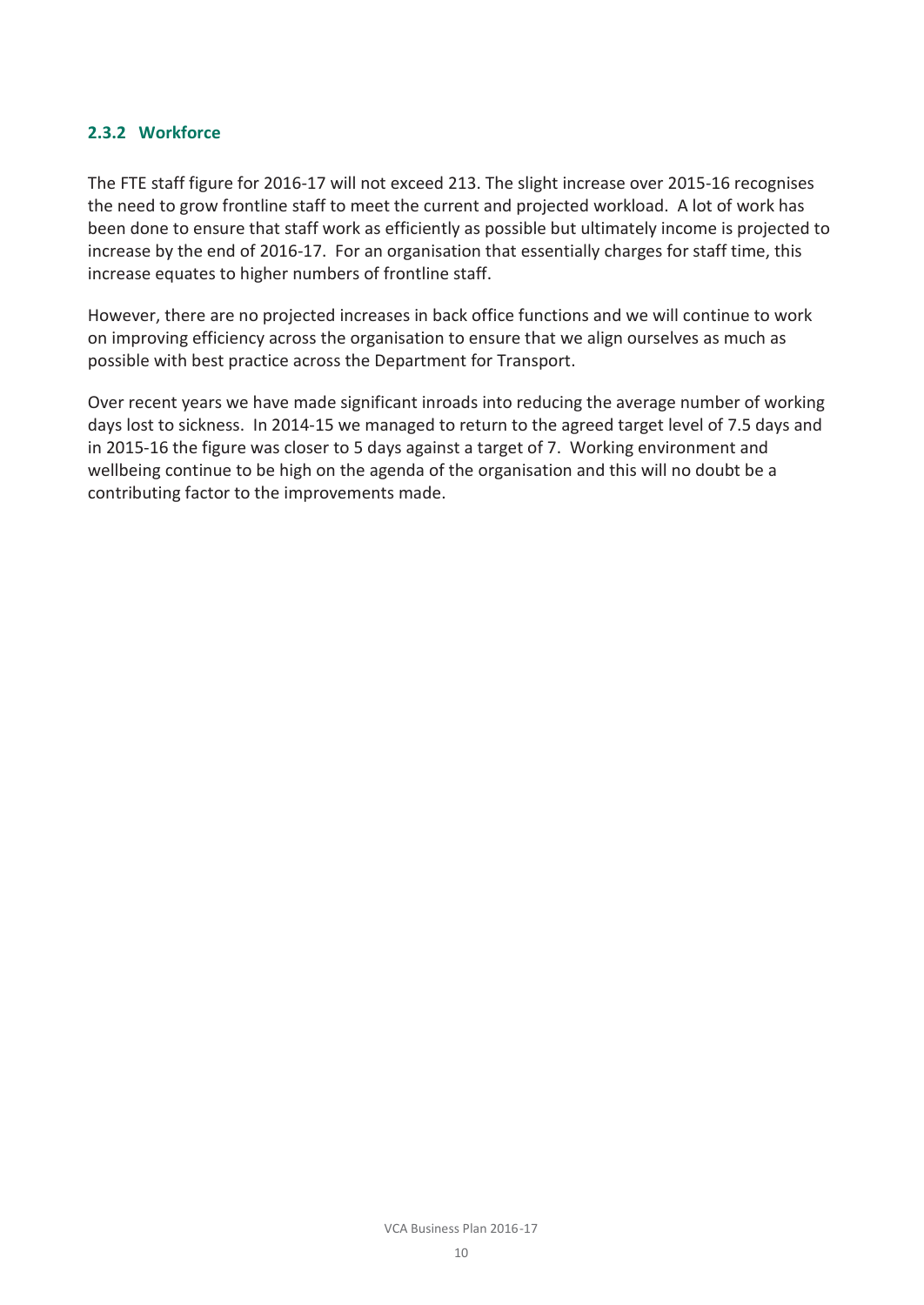### 2.3.2 Workforce

The FTE staff figure for 2016-17 will not exceed 213. The slight increase over 2015-16 recognises the need to grow frontline staff to meet the current and projected workload. A lot of work has been done to ensure that staff work as efficiently as possible but ultimately income is projected to increase by the end of 2016-17. For an organisation that essentially charges for staff time, this increase equates to higher numbers of frontline staff.

However, there are no projected increases in back office functions and we will continue to work on improving efficiency across the organisation to ensure that we align ourselves as much as possible with best practice across the Department for Transport.

Over recent years we have made significant inroads into reducing the average number of working days lost to sickness. In 2014-15 we managed to return to the agreed target level of 7.5 days and in 2015-16 the figure was closer to 5 days against a target of 7. Working environment and wellbeing continue to be high on the agenda of the organisation and this will no doubt be a contributing factor to the improvements made.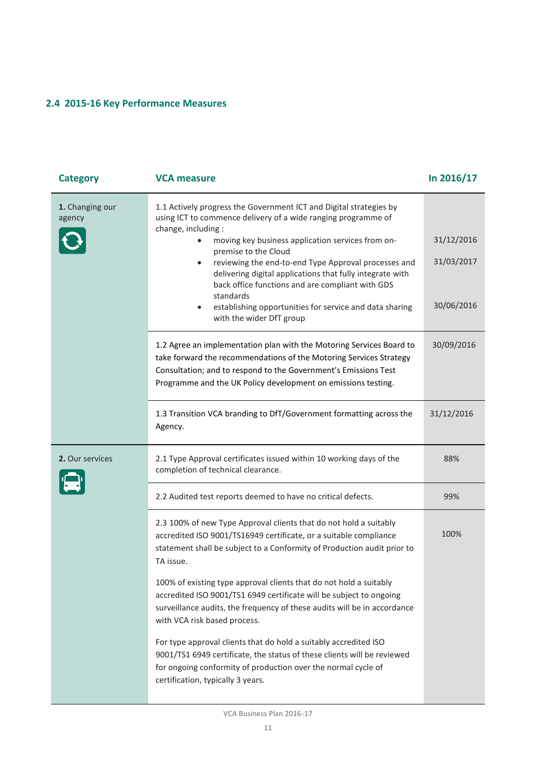## 2.4 2015-16 Key Performance Measures

| Category | VCA measure | In 2016/17 |
|---|---|---|
| **1.** Changing our agency | 1.1 Actively progress the Government ICT and Digital strategies by using ICT to commence delivery of a wide ranging programme of change, including :<br>• moving key business application services from on-premise to the Cloud<br>• reviewing the end-to-end Type Approval processes and delivering digital applications that fully integrate with back office functions and are compliant with GDS standards<br>• establishing opportunities for service and data sharing with the wider DfT group | <br><br>31/12/2016<br>31/03/2017<br><br>30/06/2016 |
| | 1.2 Agree an implementation plan with the Motoring Services Board to take forward the recommendations of the Motoring Services Strategy Consultation; and to respond to the Government's Emissions Test Programme and the UK Policy development on emissions testing. | 30/09/2016 |
| | 1.3 Transition VCA branding to DfT/Government formatting across the Agency. | 31/12/2016 |
| **2.** Our services | 2.1 Type Approval certificates issued within 10 working days of the completion of technical clearance. | 88% |
| | 2.2 Audited test reports deemed to have no critical defects. | 99% |
| | 2.3 100% of new Type Approval clients that do not hold a suitably accredited ISO 9001/TS16949 certificate, or a suitable compliance statement shall be subject to a Conformity of Production audit prior to TA issue.<br><br>100% of existing type approval clients that do not hold a suitably accredited ISO 9001/TS1 6949 certificate will be subject to ongoing surveillance audits, the frequency of these audits will be in accordance with VCA risk based process.<br><br>For type approval clients that do hold a suitably accredited ISO 9001/TS1 6949 certificate, the status of these clients will be reviewed for ongoing conformity of production over the normal cycle of certification, typically 3 years. | 100% |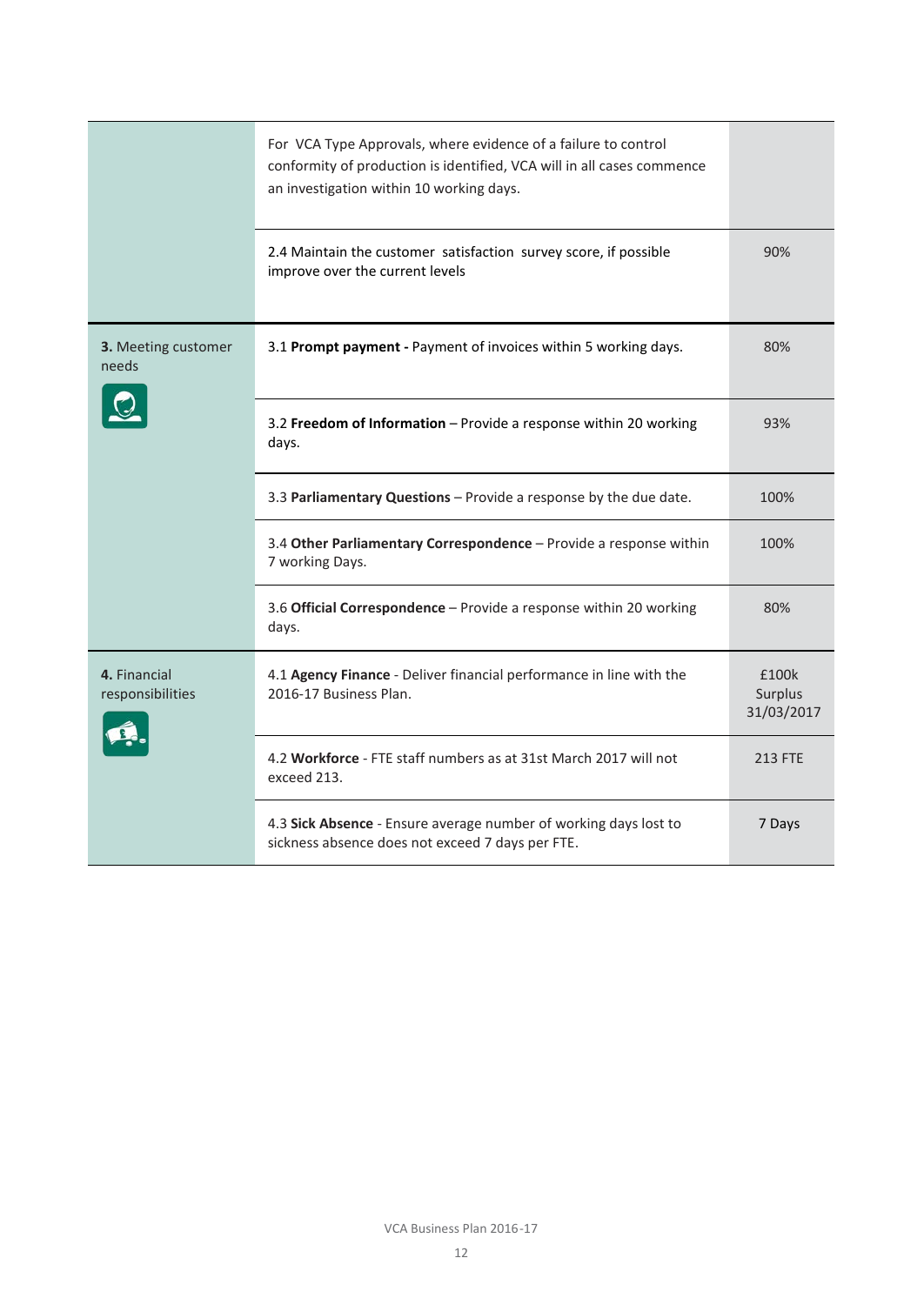| | | |
|---|---|---|
| | For VCA Type Approvals, where evidence of a failure to control conformity of production is identified, VCA will in all cases commence an investigation within 10 working days. | |
| | 2.4 Maintain the customer satisfaction survey score, if possible improve over the current levels | 90% |
| **3.** Meeting customer needs | 3.1 **Prompt payment -** Payment of invoices within 5 working days. | 80% |
| | 3.2 **Freedom of Information** – Provide a response within 20 working days. | 93% |
| | 3.3 **Parliamentary Questions** – Provide a response by the due date. | 100% |
| | 3.4 **Other Parliamentary Correspondence** – Provide a response within 7 working Days. | 100% |
| | 3.6 **Official Correspondence** – Provide a response within 20 working days. | 80% |
| **4.** Financial responsibilities | 4.1 **Agency Finance** - Deliver financial performance in line with the 2016-17 Business Plan. | £100k Surplus 31/03/2017 |
| | 4.2 **Workforce** - FTE staff numbers as at 31st March 2017 will not exceed 213. | 213 FTE |
| | 4.3 **Sick Absence** - Ensure average number of working days lost to sickness absence does not exceed 7 days per FTE. | 7 Days |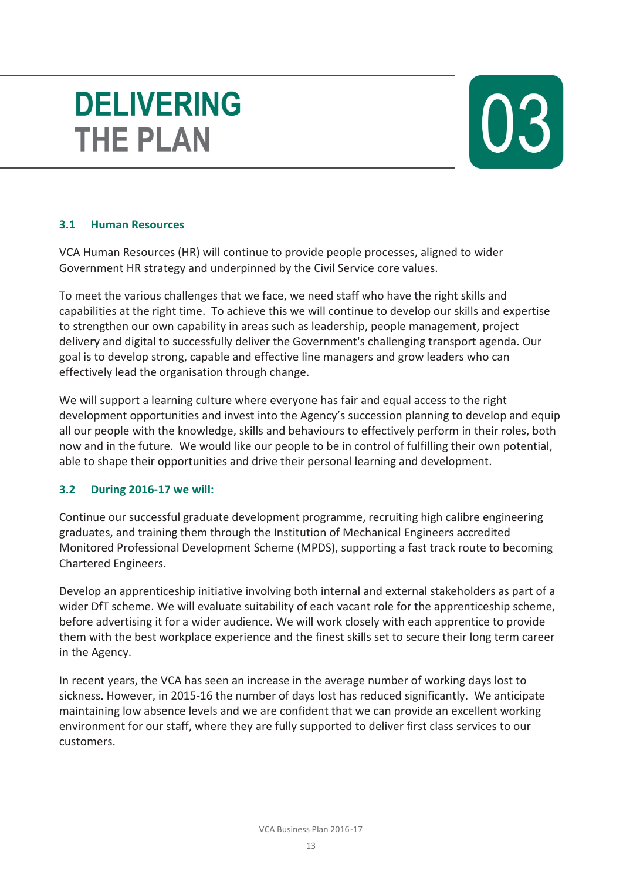# DELIVERING THE PLAN

# 03

### 3.1 Human Resources

VCA Human Resources (HR) will continue to provide people processes, aligned to wider Government HR strategy and underpinned by the Civil Service core values.

To meet the various challenges that we face, we need staff who have the right skills and capabilities at the right time. To achieve this we will continue to develop our skills and expertise to strengthen our own capability in areas such as leadership, people management, project delivery and digital to successfully deliver the Government's challenging transport agenda. Our goal is to develop strong, capable and effective line managers and grow leaders who can effectively lead the organisation through change.

We will support a learning culture where everyone has fair and equal access to the right development opportunities and invest into the Agency's succession planning to develop and equip all our people with the knowledge, skills and behaviours to effectively perform in their roles, both now and in the future. We would like our people to be in control of fulfilling their own potential, able to shape their opportunities and drive their personal learning and development.

### 3.2 During 2016-17 we will:

Continue our successful graduate development programme, recruiting high calibre engineering graduates, and training them through the Institution of Mechanical Engineers accredited Monitored Professional Development Scheme (MPDS), supporting a fast track route to becoming Chartered Engineers.

Develop an apprenticeship initiative involving both internal and external stakeholders as part of a wider DfT scheme. We will evaluate suitability of each vacant role for the apprenticeship scheme, before advertising it for a wider audience. We will work closely with each apprentice to provide them with the best workplace experience and the finest skills set to secure their long term career in the Agency.

In recent years, the VCA has seen an increase in the average number of working days lost to sickness. However, in 2015-16 the number of days lost has reduced significantly. We anticipate maintaining low absence levels and we are confident that we can provide an excellent working environment for our staff, where they are fully supported to deliver first class services to our customers.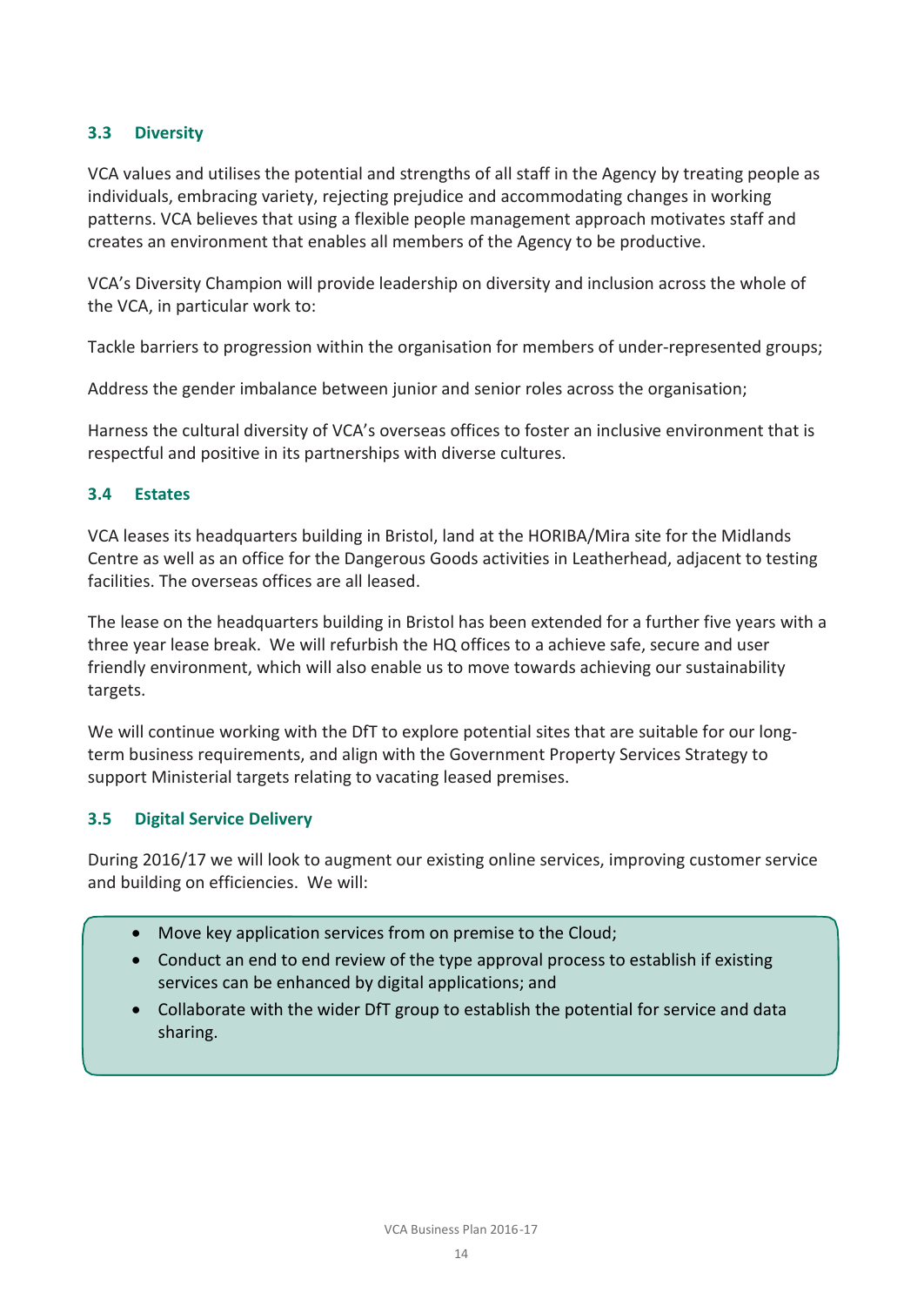### 3.3 Diversity

VCA values and utilises the potential and strengths of all staff in the Agency by treating people as individuals, embracing variety, rejecting prejudice and accommodating changes in working patterns. VCA believes that using a flexible people management approach motivates staff and creates an environment that enables all members of the Agency to be productive.

VCA's Diversity Champion will provide leadership on diversity and inclusion across the whole of the VCA, in particular work to:

Tackle barriers to progression within the organisation for members of under-represented groups;

Address the gender imbalance between junior and senior roles across the organisation;

Harness the cultural diversity of VCA's overseas offices to foster an inclusive environment that is respectful and positive in its partnerships with diverse cultures.

### 3.4 Estates

VCA leases its headquarters building in Bristol, land at the HORIBA/Mira site for the Midlands Centre as well as an office for the Dangerous Goods activities in Leatherhead, adjacent to testing facilities. The overseas offices are all leased.

The lease on the headquarters building in Bristol has been extended for a further five years with a three year lease break. We will refurbish the HQ offices to a achieve safe, secure and user friendly environment, which will also enable us to move towards achieving our sustainability targets.

We will continue working with the DfT to explore potential sites that are suitable for our long-term business requirements, and align with the Government Property Services Strategy to support Ministerial targets relating to vacating leased premises.

### 3.5 Digital Service Delivery

During 2016/17 we will look to augment our existing online services, improving customer service and building on efficiencies. We will:

- Move key application services from on premise to the Cloud;
- Conduct an end to end review of the type approval process to establish if existing services can be enhanced by digital applications; and
- Collaborate with the wider DfT group to establish the potential for service and data sharing.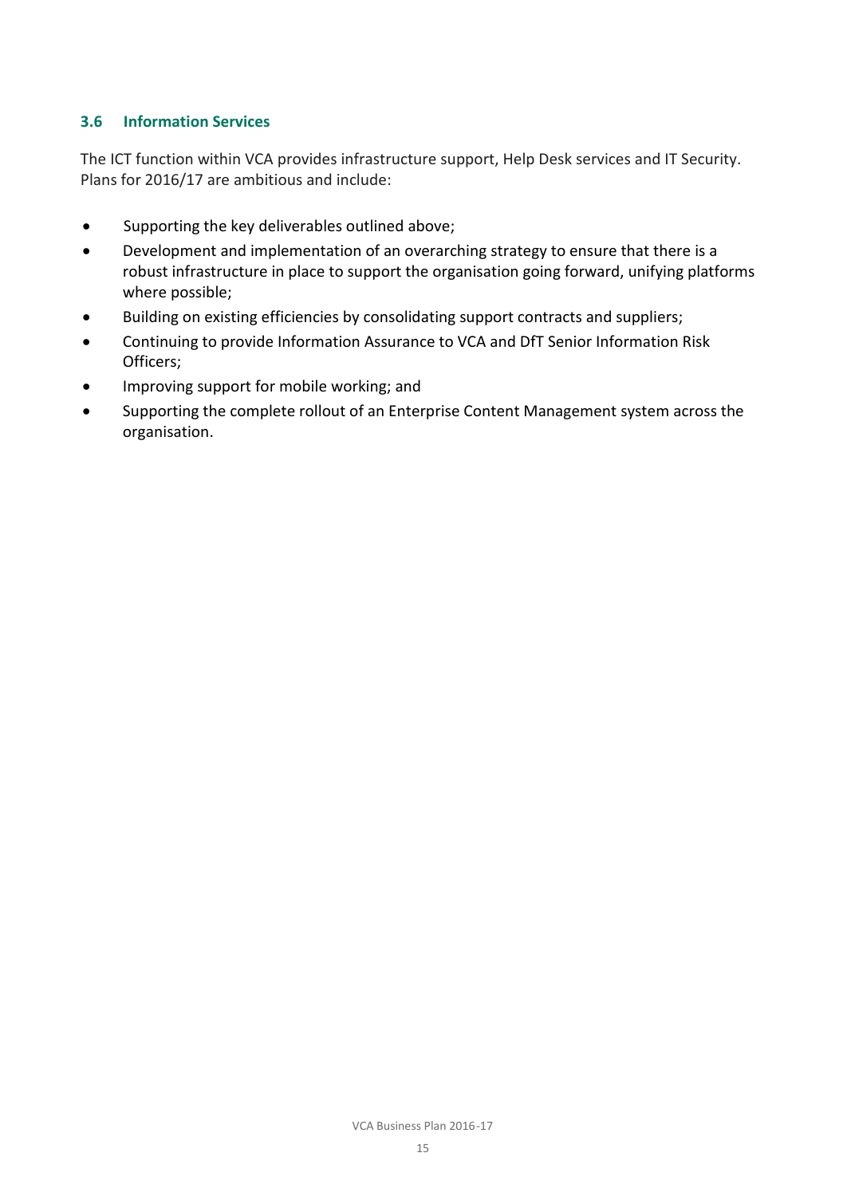### 3.6 Information Services

The ICT function within VCA provides infrastructure support, Help Desk services and IT Security. Plans for 2016/17 are ambitious and include:

- Supporting the key deliverables outlined above;
- Development and implementation of an overarching strategy to ensure that there is a robust infrastructure in place to support the organisation going forward, unifying platforms where possible;
- Building on existing efficiencies by consolidating support contracts and suppliers;
- Continuing to provide Information Assurance to VCA and DfT Senior Information Risk Officers;
- Improving support for mobile working; and
- Supporting the complete rollout of an Enterprise Content Management system across the organisation.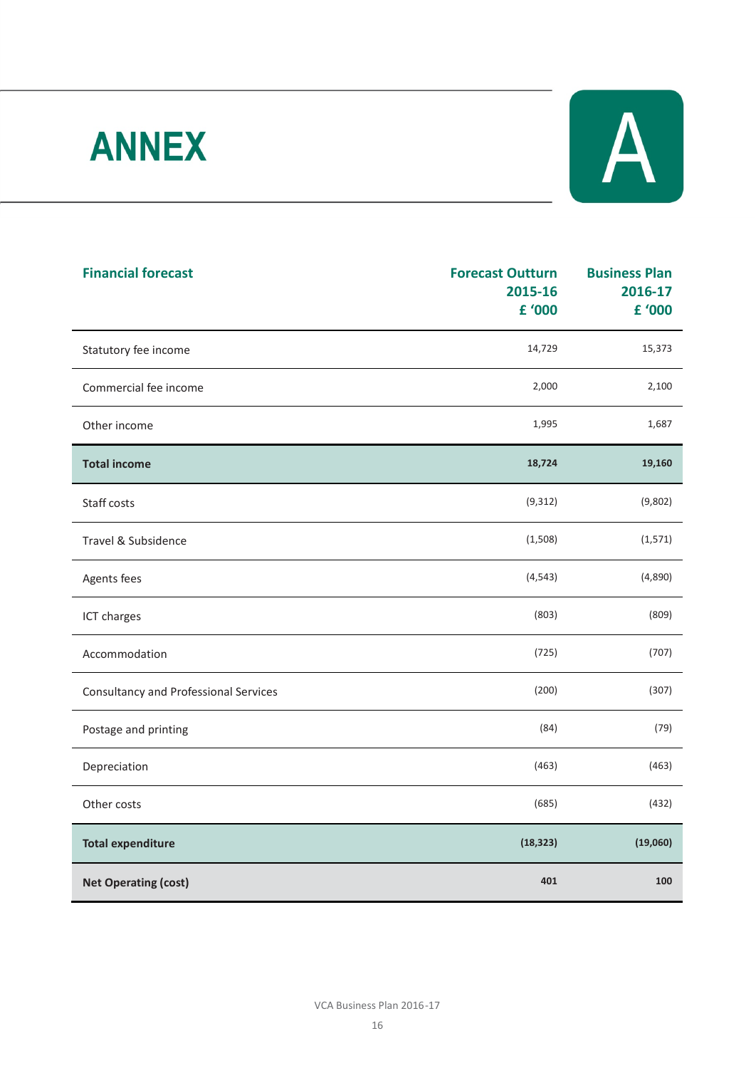# ANNEX A

| Financial forecast | Forecast Outturn 2015-16 £ '000 | Business Plan 2016-17 £ '000 |
|---|---|---|
| Statutory fee income | 14,729 | 15,373 |
| Commercial fee income | 2,000 | 2,100 |
| Other income | 1,995 | 1,687 |
| **Total income** | **18,724** | **19,160** |
| Staff costs | (9,312) | (9,802) |
| Travel & Subsidence | (1,508) | (1,571) |
| Agents fees | (4,543) | (4,890) |
| ICT charges | (803) | (809) |
| Accommodation | (725) | (707) |
| Consultancy and Professional Services | (200) | (307) |
| Postage and printing | (84) | (79) |
| Depreciation | (463) | (463) |
| Other costs | (685) | (432) |
| **Total expenditure** | **(18,323)** | **(19,060)** |
| **Net Operating (cost)** | **401** | **100** |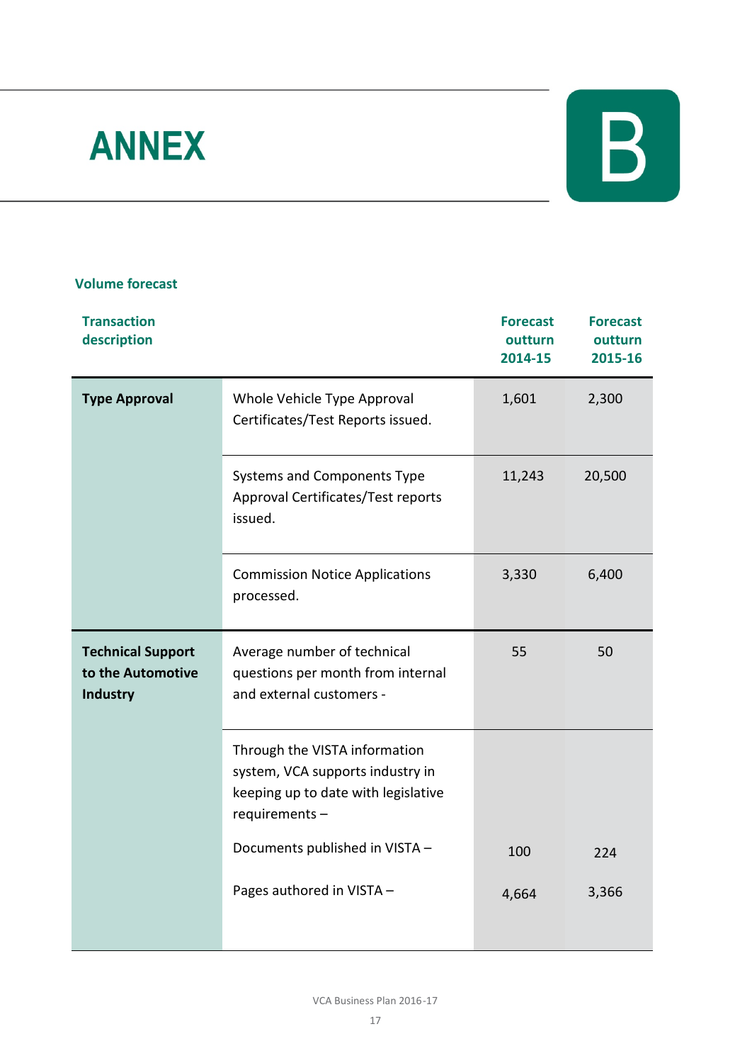# ANNEX B

### Volume forecast

| Transaction description | | Forecast outturn 2014-15 | Forecast outturn 2015-16 |
|---|---|---|---|
| **Type Approval** | Whole Vehicle Type Approval Certificates/Test Reports issued. | 1,601 | 2,300 |
| | Systems and Components Type Approval Certificates/Test reports issued. | 11,243 | 20,500 |
| | Commission Notice Applications processed. | 3,330 | 6,400 |
| **Technical Support to the Automotive Industry** | Average number of technical questions per month from internal and external customers - | 55 | 50 |
| | Through the VISTA information system, VCA supports industry in keeping up to date with legislative requirements – | | |
| | Documents published in VISTA – | 100 | 224 |
| | Pages authored in VISTA – | 4,664 | 3,366 |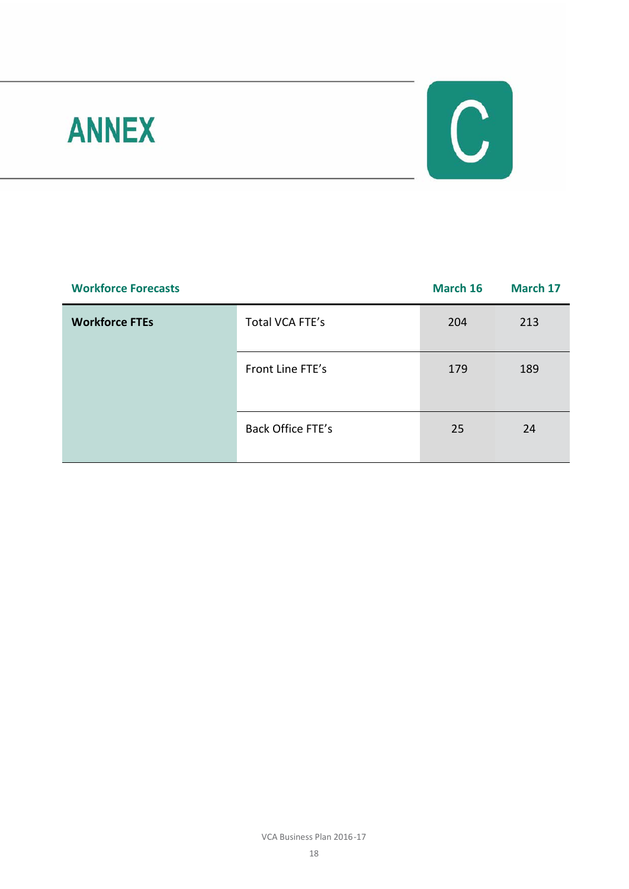# ANNEX C

| Workforce Forecasts | | March 16 | March 17 |
|---|---|---|---|
| **Workforce FTEs** | Total VCA FTE's | 204 | 213 |
| | Front Line FTE's | 179 | 189 |
| | Back Office FTE's | 25 | 24 |